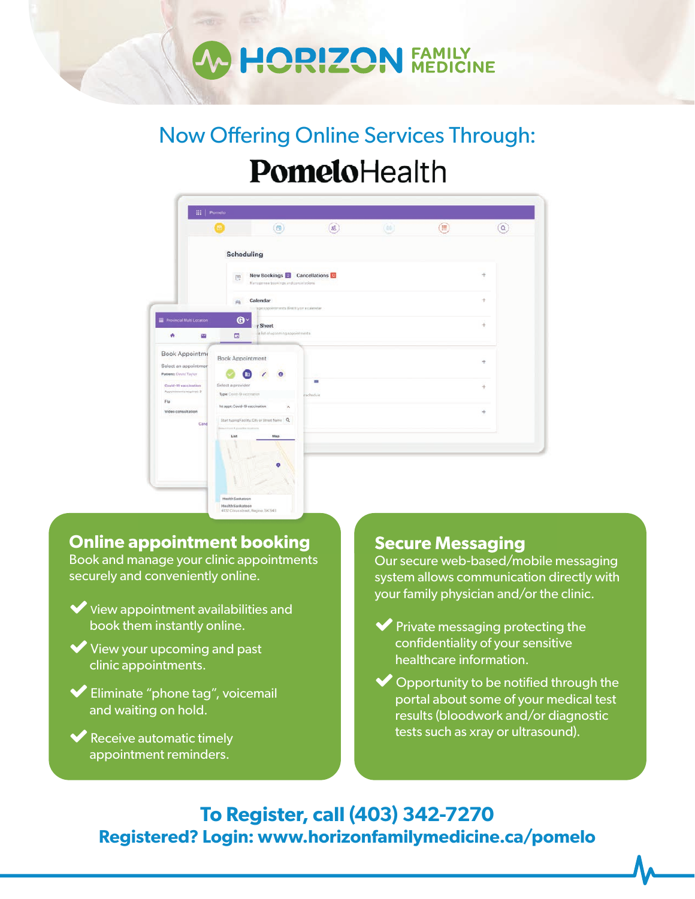# HORIZON FAMILY MEDICINE

## Now Offering Online Services Through:

# PomeloHealth

### Online appointment booking

Book and manage your clinic appointments securely and conveniently online.

- ✔ View appointment availabilities and book them instantly online.
- ✔ View your upcoming and past clinic appointments.
- ✔ Eliminate "phone tag", voicemail and waiting on hold.
- ✔ Receive automatic timely appointment reminders.

### Secure Messaging

Our secure web-based/mobile messaging system allows communication directly with your family physician and/or the clinic.

- ✔ Private messaging protecting the confidentiality of your sensitive healthcare information.
- ✔ Opportunity to be notified through the portal about some of your medical test results (bloodwork and/or diagnostic tests such as xray or ultrasound).

**To Register, call (403) 342-7270**

**Registered? Login: www.horizonfamilymedicine.ca/pomelo**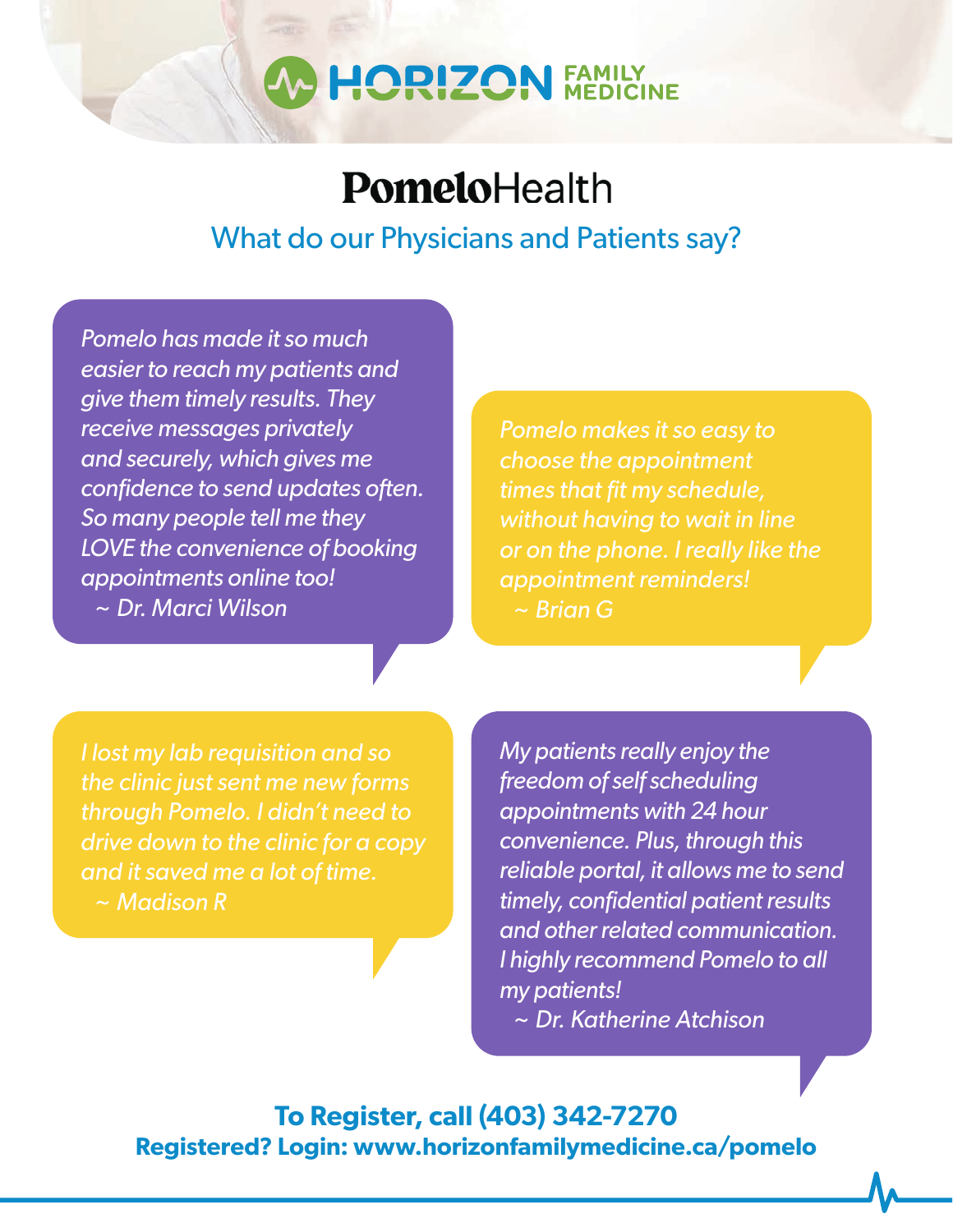HORIZON FAMILY MEDICINE

# PomeloHealth

## What do our Physicians and Patients say?

*Pomelo has made it so much easier to reach my patients and give them timely results. They receive messages privately and securely, which gives me confidence to send updates often. So many people tell me they LOVE the convenience of booking appointments online too!*
*~ Dr. Marci Wilson*

*Pomelo makes it so easy to choose the appointment times that fit my schedule, without having to wait in line or on the phone. I really like the appointment reminders!*
*~ Brian G*

*I lost my lab requisition and so the clinic just sent me new forms through Pomelo. I didn't need to drive down to the clinic for a copy and it saved me a lot of time.*
*~ Madison R*

*My patients really enjoy the freedom of self scheduling appointments with 24 hour convenience. Plus, through this reliable portal, it allows me to send timely, confidential patient results and other related communication. I highly recommend Pomelo to all my patients!*
*~ Dr. Katherine Atchison*

**To Register, call (403) 342-7270**
**Registered? Login: www.horizonfamilymedicine.ca/pomelo**